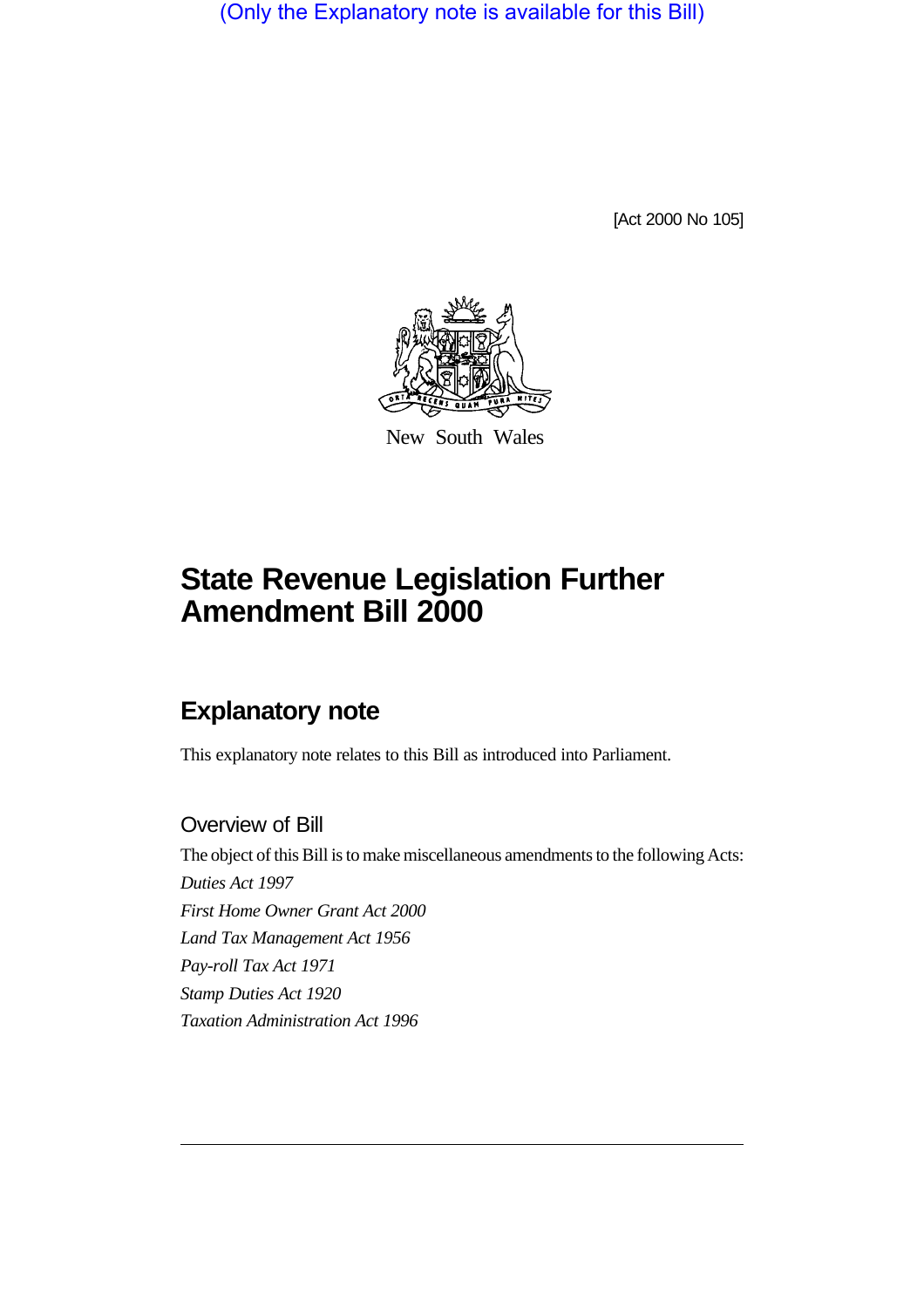(Only the Explanatory note is available for this Bill)

[Act 2000 No 105]

New South Wales

# State Revenue Legislation Further Amendment Bill 2000

## Explanatory note

This explanatory note relates to this Bill as introduced into Parliament.

### Overview of Bill

The object of this Bill is to make miscellaneous amendments to the following Acts:

*Duties Act 1997*

*First Home Owner Grant Act 2000*

*Land Tax Management Act 1956*

*Pay-roll Tax Act 1971*

*Stamp Duties Act 1920*

*Taxation Administration Act 1996*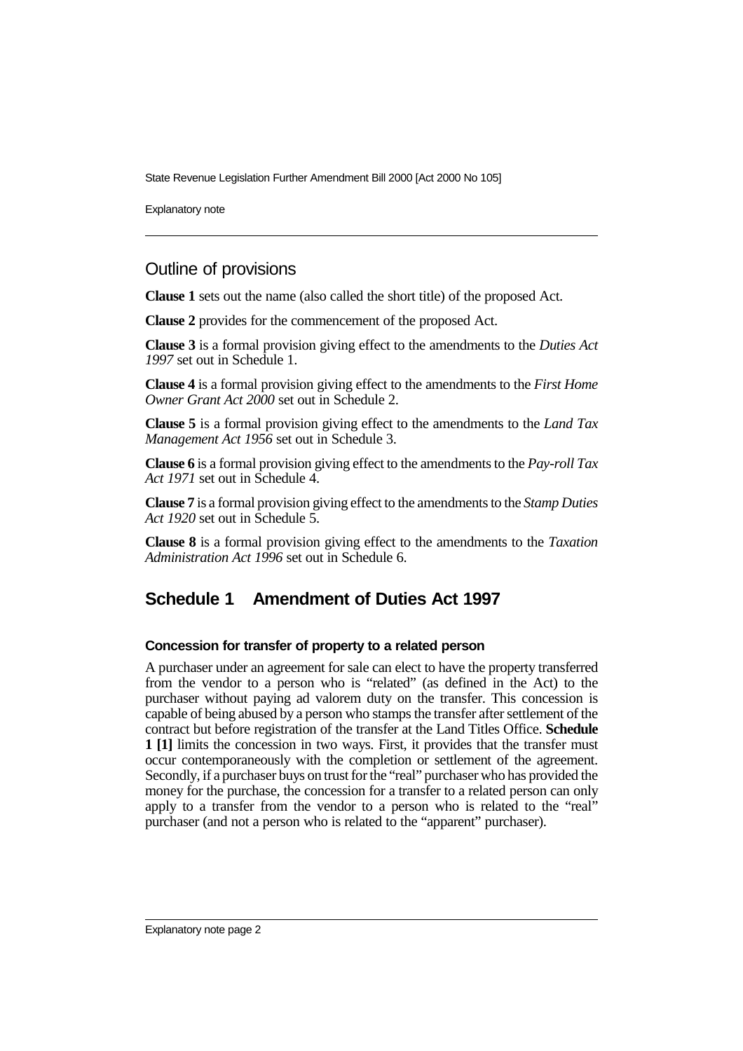## Outline of provisions

**Clause 1** sets out the name (also called the short title) of the proposed Act.

**Clause 2** provides for the commencement of the proposed Act.

**Clause 3** is a formal provision giving effect to the amendments to the *Duties Act 1997* set out in Schedule 1.

**Clause 4** is a formal provision giving effect to the amendments to the *First Home Owner Grant Act 2000* set out in Schedule 2.

**Clause 5** is a formal provision giving effect to the amendments to the *Land Tax Management Act 1956* set out in Schedule 3.

**Clause 6** is a formal provision giving effect to the amendments to the *Pay-roll Tax Act 1971* set out in Schedule 4.

**Clause 7** is a formal provision giving effect to the amendments to the *Stamp Duties Act 1920* set out in Schedule 5.

**Clause 8** is a formal provision giving effect to the amendments to the *Taxation Administration Act 1996* set out in Schedule 6.

## Schedule 1 Amendment of Duties Act 1997

### Concession for transfer of property to a related person

A purchaser under an agreement for sale can elect to have the property transferred from the vendor to a person who is "related" (as defined in the Act) to the purchaser without paying ad valorem duty on the transfer. This concession is capable of being abused by a person who stamps the transfer after settlement of the contract but before registration of the transfer at the Land Titles Office. **Schedule 1 [1]** limits the concession in two ways. First, it provides that the transfer must occur contemporaneously with the completion or settlement of the agreement. Secondly, if a purchaser buys on trust for the "real" purchaser who has provided the money for the purchase, the concession for a transfer to a related person can only apply to a transfer from the vendor to a person who is related to the "real" purchaser (and not a person who is related to the "apparent" purchaser).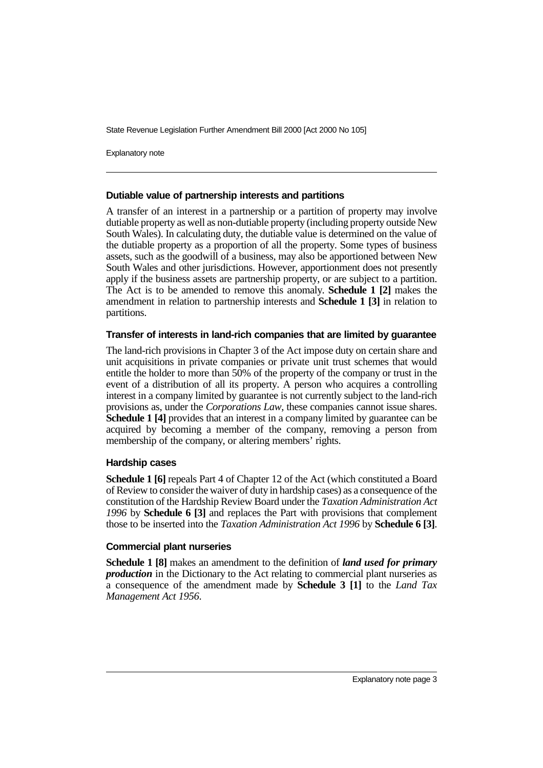### Dutiable value of partnership interests and partitions

A transfer of an interest in a partnership or a partition of property may involve dutiable property as well as non-dutiable property (including property outside New South Wales). In calculating duty, the dutiable value is determined on the value of the dutiable property as a proportion of all the property. Some types of business assets, such as the goodwill of a business, may also be apportioned between New South Wales and other jurisdictions. However, apportionment does not presently apply if the business assets are partnership property, or are subject to a partition. The Act is to be amended to remove this anomaly. **Schedule 1 [2]** makes the amendment in relation to partnership interests and **Schedule 1 [3]** in relation to partitions.

### Transfer of interests in land-rich companies that are limited by guarantee

The land-rich provisions in Chapter 3 of the Act impose duty on certain share and unit acquisitions in private companies or private unit trust schemes that would entitle the holder to more than 50% of the property of the company or trust in the event of a distribution of all its property. A person who acquires a controlling interest in a company limited by guarantee is not currently subject to the land-rich provisions as, under the *Corporations Law*, these companies cannot issue shares. **Schedule 1 [4]** provides that an interest in a company limited by guarantee can be acquired by becoming a member of the company, removing a person from membership of the company, or altering members' rights.

### Hardship cases

**Schedule 1 [6]** repeals Part 4 of Chapter 12 of the Act (which constituted a Board of Review to consider the waiver of duty in hardship cases) as a consequence of the constitution of the Hardship Review Board under the *Taxation Administration Act 1996* by **Schedule 6 [3]** and replaces the Part with provisions that complement those to be inserted into the *Taxation Administration Act 1996* by **Schedule 6 [3]**.

### Commercial plant nurseries

**Schedule 1 [8]** makes an amendment to the definition of ***land used for primary production*** in the Dictionary to the Act relating to commercial plant nurseries as a consequence of the amendment made by **Schedule 3 [1]** to the *Land Tax Management Act 1956*.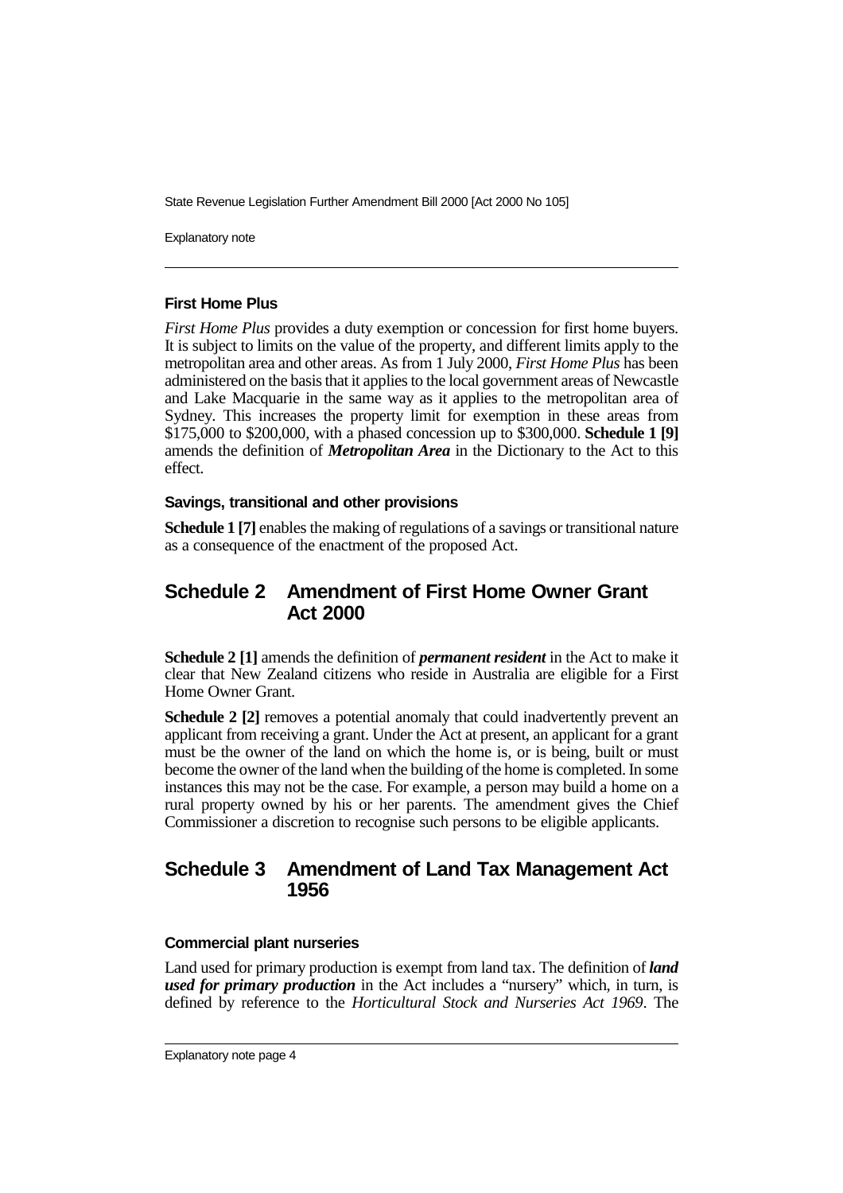### First Home Plus

*First Home Plus* provides a duty exemption or concession for first home buyers. It is subject to limits on the value of the property, and different limits apply to the metropolitan area and other areas. As from 1 July 2000, *First Home Plus* has been administered on the basis that it applies to the local government areas of Newcastle and Lake Macquarie in the same way as it applies to the metropolitan area of Sydney. This increases the property limit for exemption in these areas from $175,000 to $200,000, with a phased concession up to $300,000. **Schedule 1 [9]** amends the definition of ***Metropolitan Area*** in the Dictionary to the Act to this effect.

### Savings, transitional and other provisions

**Schedule 1 [7]** enables the making of regulations of a savings or transitional nature as a consequence of the enactment of the proposed Act.

## Schedule 2 Amendment of First Home Owner Grant Act 2000

**Schedule 2 [1]** amends the definition of ***permanent resident*** in the Act to make it clear that New Zealand citizens who reside in Australia are eligible for a First Home Owner Grant.

**Schedule 2 [2]** removes a potential anomaly that could inadvertently prevent an applicant from receiving a grant. Under the Act at present, an applicant for a grant must be the owner of the land on which the home is, or is being, built or must become the owner of the land when the building of the home is completed. In some instances this may not be the case. For example, a person may build a home on a rural property owned by his or her parents. The amendment gives the Chief Commissioner a discretion to recognise such persons to be eligible applicants.

## Schedule 3 Amendment of Land Tax Management Act 1956

### Commercial plant nurseries

Land used for primary production is exempt from land tax. The definition of ***land used for primary production*** in the Act includes a "nursery" which, in turn, is defined by reference to the *Horticultural Stock and Nurseries Act 1969*. The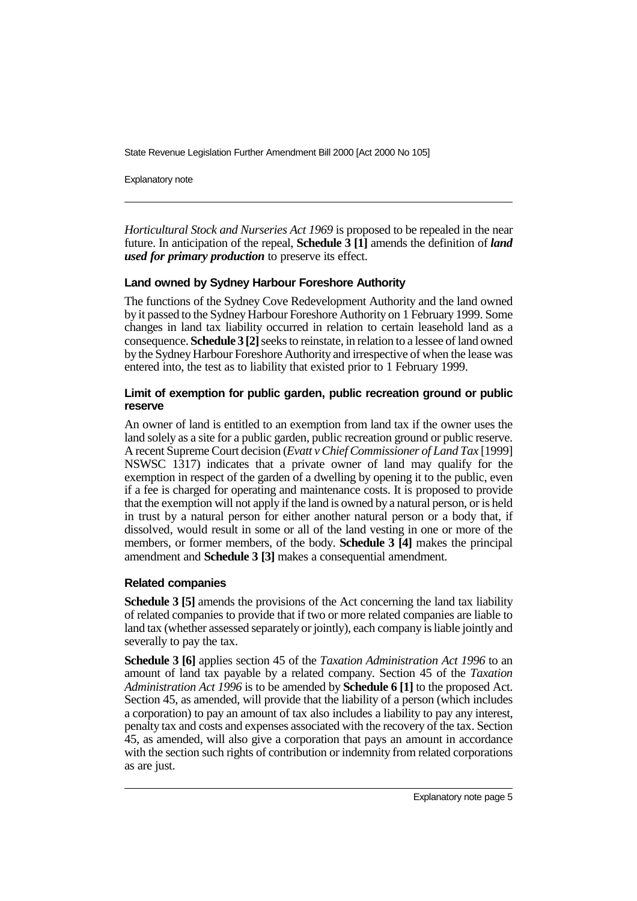*Horticultural Stock and Nurseries Act 1969* is proposed to be repealed in the near future. In anticipation of the repeal, **Schedule 3 [1]** amends the definition of ***land used for primary production*** to preserve its effect.

### Land owned by Sydney Harbour Foreshore Authority

The functions of the Sydney Cove Redevelopment Authority and the land owned by it passed to the Sydney Harbour Foreshore Authority on 1 February 1999. Some changes in land tax liability occurred in relation to certain leasehold land as a consequence. **Schedule 3 [2]** seeks to reinstate, in relation to a lessee of land owned by the Sydney Harbour Foreshore Authority and irrespective of when the lease was entered into, the test as to liability that existed prior to 1 February 1999.

### Limit of exemption for public garden, public recreation ground or public reserve

An owner of land is entitled to an exemption from land tax if the owner uses the land solely as a site for a public garden, public recreation ground or public reserve. A recent Supreme Court decision (*Evatt v Chief Commissioner of Land Tax* [1999] NSWSC 1317) indicates that a private owner of land may qualify for the exemption in respect of the garden of a dwelling by opening it to the public, even if a fee is charged for operating and maintenance costs. It is proposed to provide that the exemption will not apply if the land is owned by a natural person, or is held in trust by a natural person for either another natural person or a body that, if dissolved, would result in some or all of the land vesting in one or more of the members, or former members, of the body. **Schedule 3 [4]** makes the principal amendment and **Schedule 3 [3]** makes a consequential amendment.

### Related companies

**Schedule 3 [5]** amends the provisions of the Act concerning the land tax liability of related companies to provide that if two or more related companies are liable to land tax (whether assessed separately or jointly), each company is liable jointly and severally to pay the tax.

**Schedule 3 [6]** applies section 45 of the *Taxation Administration Act 1996* to an amount of land tax payable by a related company. Section 45 of the *Taxation Administration Act 1996* is to be amended by **Schedule 6 [1]** to the proposed Act. Section 45, as amended, will provide that the liability of a person (which includes a corporation) to pay an amount of tax also includes a liability to pay any interest, penalty tax and costs and expenses associated with the recovery of the tax. Section 45, as amended, will also give a corporation that pays an amount in accordance with the section such rights of contribution or indemnity from related corporations as are just.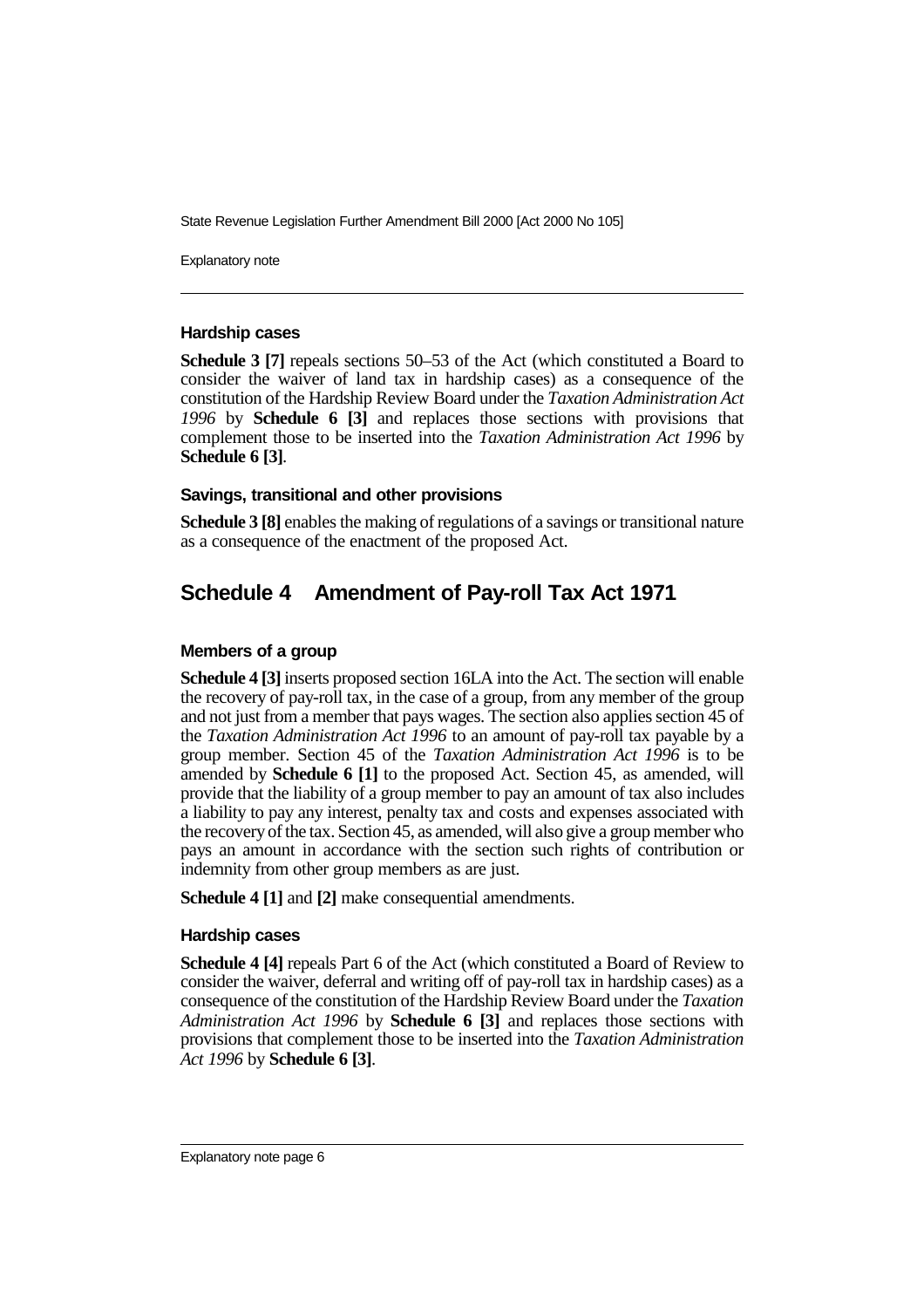### Hardship cases

**Schedule 3 [7]** repeals sections 50–53 of the Act (which constituted a Board to consider the waiver of land tax in hardship cases) as a consequence of the constitution of the Hardship Review Board under the *Taxation Administration Act 1996* by **Schedule 6 [3]** and replaces those sections with provisions that complement those to be inserted into the *Taxation Administration Act 1996* by **Schedule 6 [3]**.

### Savings, transitional and other provisions

**Schedule 3 [8]** enables the making of regulations of a savings or transitional nature as a consequence of the enactment of the proposed Act.

## Schedule 4 Amendment of Pay-roll Tax Act 1971

### Members of a group

**Schedule 4 [3]** inserts proposed section 16LA into the Act. The section will enable the recovery of pay-roll tax, in the case of a group, from any member of the group and not just from a member that pays wages. The section also applies section 45 of the *Taxation Administration Act 1996* to an amount of pay-roll tax payable by a group member. Section 45 of the *Taxation Administration Act 1996* is to be amended by **Schedule 6 [1]** to the proposed Act. Section 45, as amended, will provide that the liability of a group member to pay an amount of tax also includes a liability to pay any interest, penalty tax and costs and expenses associated with the recovery of the tax. Section 45, as amended, will also give a group member who pays an amount in accordance with the section such rights of contribution or indemnity from other group members as are just.

**Schedule 4 [1]** and **[2]** make consequential amendments.

### Hardship cases

**Schedule 4 [4]** repeals Part 6 of the Act (which constituted a Board of Review to consider the waiver, deferral and writing off of pay-roll tax in hardship cases) as a consequence of the constitution of the Hardship Review Board under the *Taxation Administration Act 1996* by **Schedule 6 [3]** and replaces those sections with provisions that complement those to be inserted into the *Taxation Administration Act 1996* by **Schedule 6 [3]**.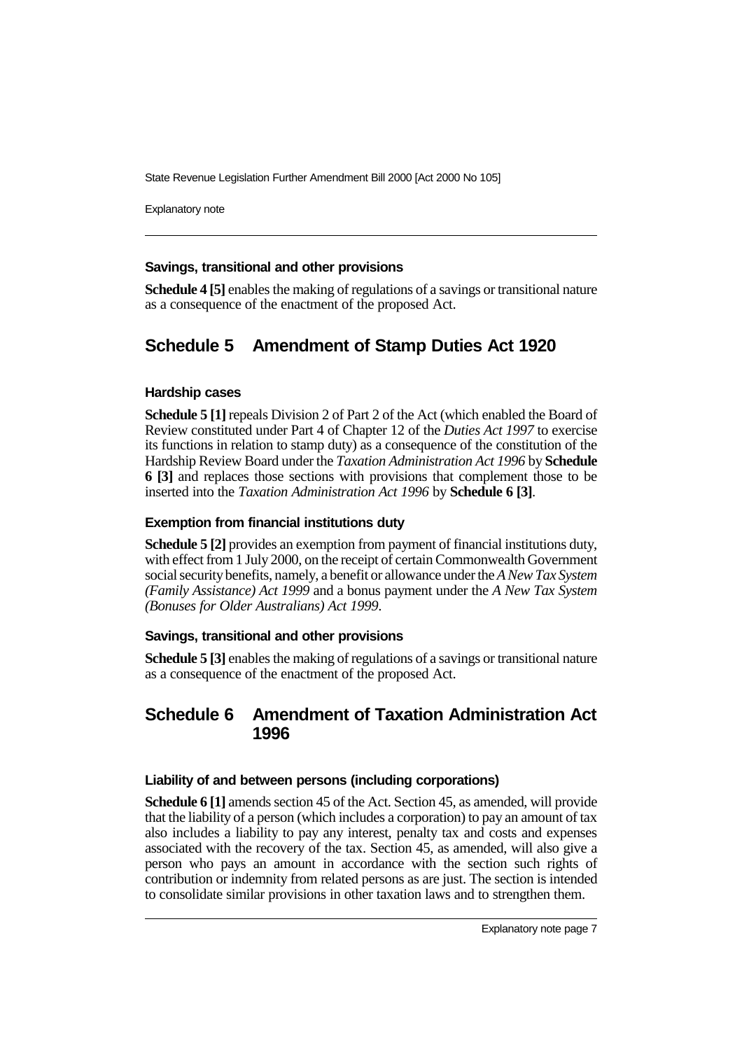### Savings, transitional and other provisions

**Schedule 4 [5]** enables the making of regulations of a savings or transitional nature as a consequence of the enactment of the proposed Act.

## Schedule 5 Amendment of Stamp Duties Act 1920

### Hardship cases

**Schedule 5 [1]** repeals Division 2 of Part 2 of the Act (which enabled the Board of Review constituted under Part 4 of Chapter 12 of the *Duties Act 1997* to exercise its functions in relation to stamp duty) as a consequence of the constitution of the Hardship Review Board under the *Taxation Administration Act 1996* by **Schedule 6 [3]** and replaces those sections with provisions that complement those to be inserted into the *Taxation Administration Act 1996* by **Schedule 6 [3]**.

### Exemption from financial institutions duty

**Schedule 5 [2]** provides an exemption from payment of financial institutions duty, with effect from 1 July 2000, on the receipt of certain Commonwealth Government social security benefits, namely, a benefit or allowance under the *A New Tax System (Family Assistance) Act 1999* and a bonus payment under the *A New Tax System (Bonuses for Older Australians) Act 1999*.

### Savings, transitional and other provisions

**Schedule 5 [3]** enables the making of regulations of a savings or transitional nature as a consequence of the enactment of the proposed Act.

## Schedule 6 Amendment of Taxation Administration Act 1996

### Liability of and between persons (including corporations)

**Schedule 6 [1]** amends section 45 of the Act. Section 45, as amended, will provide that the liability of a person (which includes a corporation) to pay an amount of tax also includes a liability to pay any interest, penalty tax and costs and expenses associated with the recovery of the tax. Section 45, as amended, will also give a person who pays an amount in accordance with the section such rights of contribution or indemnity from related persons as are just. The section is intended to consolidate similar provisions in other taxation laws and to strengthen them.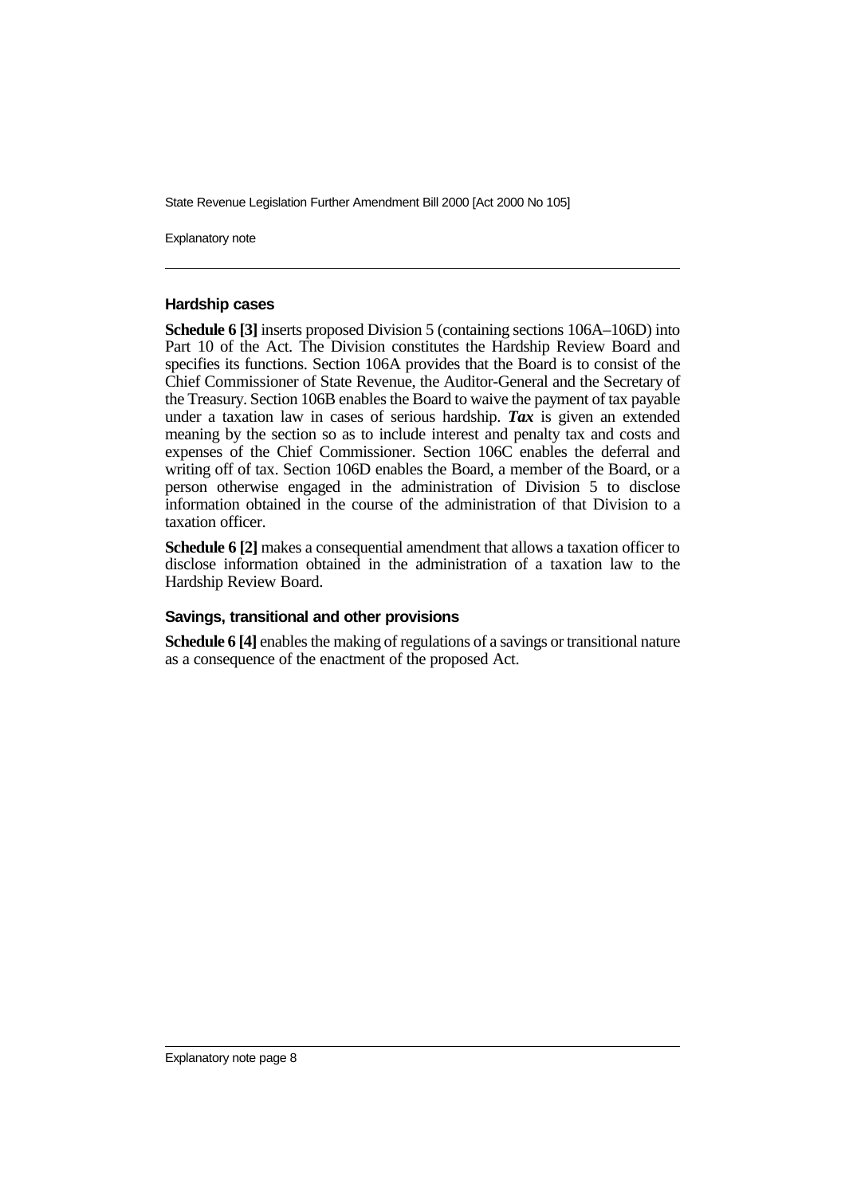### Hardship cases

**Schedule 6 [3]** inserts proposed Division 5 (containing sections 106A–106D) into Part 10 of the Act. The Division constitutes the Hardship Review Board and specifies its functions. Section 106A provides that the Board is to consist of the Chief Commissioner of State Revenue, the Auditor-General and the Secretary of the Treasury. Section 106B enables the Board to waive the payment of tax payable under a taxation law in cases of serious hardship. ***Tax*** is given an extended meaning by the section so as to include interest and penalty tax and costs and expenses of the Chief Commissioner. Section 106C enables the deferral and writing off of tax. Section 106D enables the Board, a member of the Board, or a person otherwise engaged in the administration of Division 5 to disclose information obtained in the course of the administration of that Division to a taxation officer.

**Schedule 6 [2]** makes a consequential amendment that allows a taxation officer to disclose information obtained in the administration of a taxation law to the Hardship Review Board.

### Savings, transitional and other provisions

**Schedule 6 [4]** enables the making of regulations of a savings or transitional nature as a consequence of the enactment of the proposed Act.